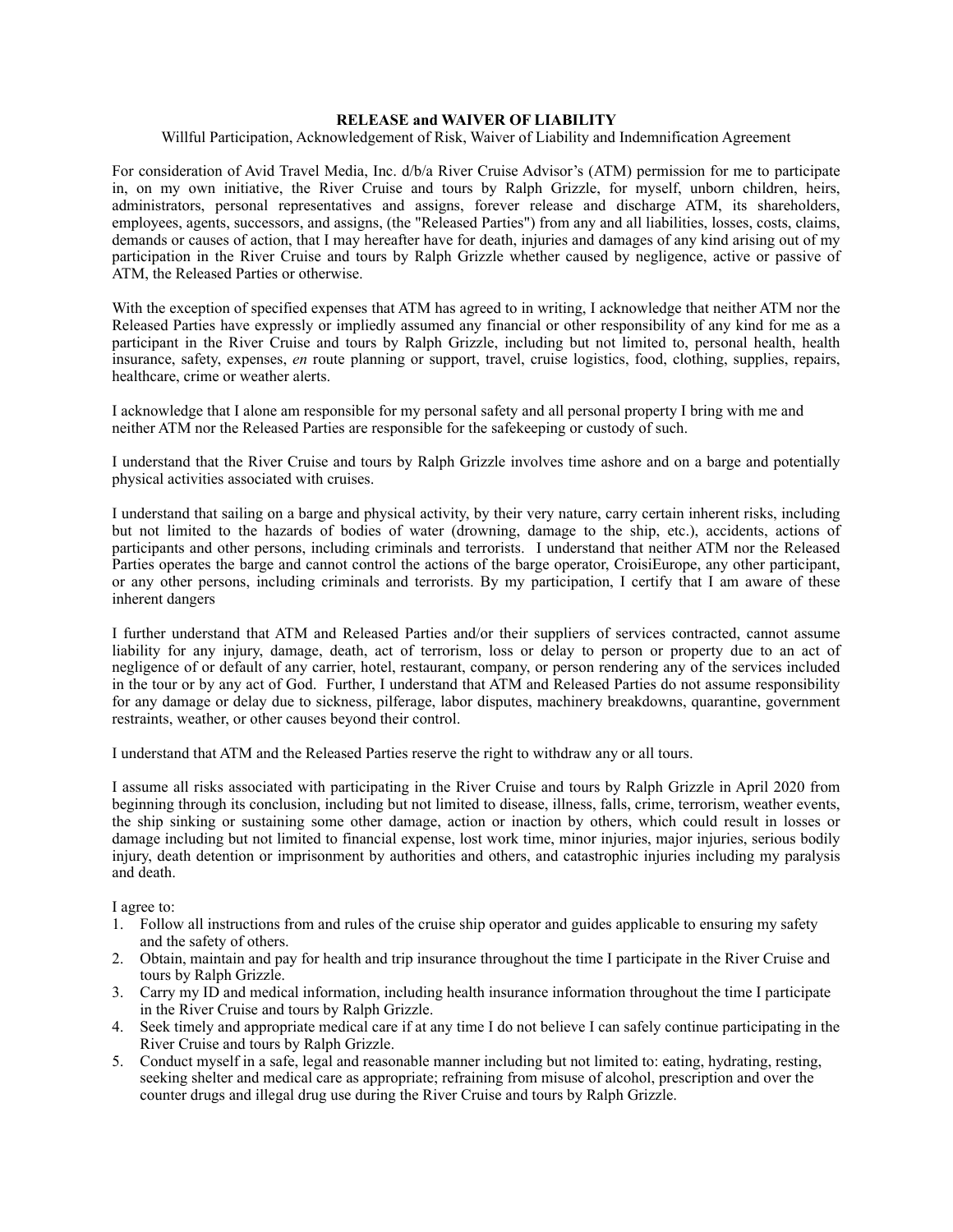**RELEASE and WAIVER OF LIABILITY**

Willful Participation, Acknowledgement of Risk, Waiver of Liability and Indemnification Agreement

For consideration of Avid Travel Media, Inc. d/b/a River Cruise Advisor's (ATM) permission for me to participate in, on my own initiative, the River Cruise and tours by Ralph Grizzle, for myself, unborn children, heirs, administrators, personal representatives and assigns, forever release and discharge ATM, its shareholders, employees, agents, successors, and assigns, (the "Released Parties") from any and all liabilities, losses, costs, claims, demands or causes of action, that I may hereafter have for death, injuries and damages of any kind arising out of my participation in the River Cruise and tours by Ralph Grizzle whether caused by negligence, active or passive of ATM, the Released Parties or otherwise.

With the exception of specified expenses that ATM has agreed to in writing, I acknowledge that neither ATM nor the Released Parties have expressly or impliedly assumed any financial or other responsibility of any kind for me as a participant in the River Cruise and tours by Ralph Grizzle, including but not limited to, personal health, health insurance, safety, expenses, *en* route planning or support, travel, cruise logistics, food, clothing, supplies, repairs, healthcare, crime or weather alerts.

I acknowledge that I alone am responsible for my personal safety and all personal property I bring with me and neither ATM nor the Released Parties are responsible for the safekeeping or custody of such.

I understand that the River Cruise and tours by Ralph Grizzle involves time ashore and on a barge and potentially physical activities associated with cruises.

I understand that sailing on a barge and physical activity, by their very nature, carry certain inherent risks, including but not limited to the hazards of bodies of water (drowning, damage to the ship, etc.), accidents, actions of participants and other persons, including criminals and terrorists. I understand that neither ATM nor the Released Parties operates the barge and cannot control the actions of the barge operator, CroisiEurope, any other participant, or any other persons, including criminals and terrorists. By my participation, I certify that I am aware of these inherent dangers

I further understand that ATM and Released Parties and/or their suppliers of services contracted, cannot assume liability for any injury, damage, death, act of terrorism, loss or delay to person or property due to an act of negligence of or default of any carrier, hotel, restaurant, company, or person rendering any of the services included in the tour or by any act of God. Further, I understand that ATM and Released Parties do not assume responsibility for any damage or delay due to sickness, pilferage, labor disputes, machinery breakdowns, quarantine, government restraints, weather, or other causes beyond their control.

I understand that ATM and the Released Parties reserve the right to withdraw any or all tours.

I assume all risks associated with participating in the River Cruise and tours by Ralph Grizzle in April 2020 from beginning through its conclusion, including but not limited to disease, illness, falls, crime, terrorism, weather events, the ship sinking or sustaining some other damage, action or inaction by others, which could result in losses or damage including but not limited to financial expense, lost work time, minor injuries, major injuries, serious bodily injury, death detention or imprisonment by authorities and others, and catastrophic injuries including my paralysis and death.

I agree to:

1. Follow all instructions from and rules of the cruise ship operator and guides applicable to ensuring my safety and the safety of others.
2. Obtain, maintain and pay for health and trip insurance throughout the time I participate in the River Cruise and tours by Ralph Grizzle.
3. Carry my ID and medical information, including health insurance information throughout the time I participate in the River Cruise and tours by Ralph Grizzle.
4. Seek timely and appropriate medical care if at any time I do not believe I can safely continue participating in the River Cruise and tours by Ralph Grizzle.
5. Conduct myself in a safe, legal and reasonable manner including but not limited to: eating, hydrating, resting, seeking shelter and medical care as appropriate; refraining from misuse of alcohol, prescription and over the counter drugs and illegal drug use during the River Cruise and tours by Ralph Grizzle.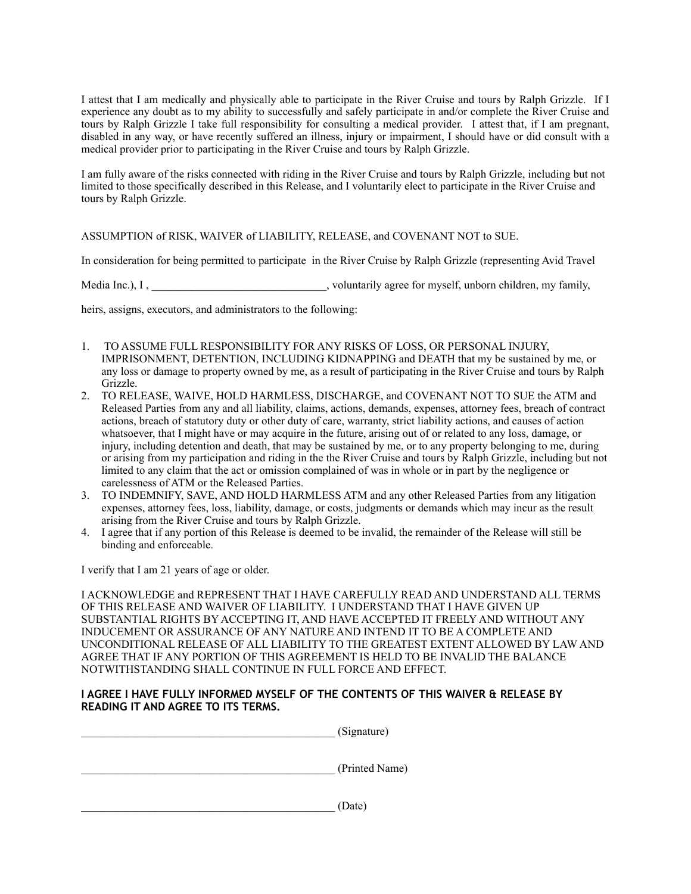I attest that I am medically and physically able to participate in the River Cruise and tours by Ralph Grizzle. If I experience any doubt as to my ability to successfully and safely participate in and/or complete the River Cruise and tours by Ralph Grizzle I take full responsibility for consulting a medical provider. I attest that, if I am pregnant, disabled in any way, or have recently suffered an illness, injury or impairment, I should have or did consult with a medical provider prior to participating in the River Cruise and tours by Ralph Grizzle.

I am fully aware of the risks connected with riding in the River Cruise and tours by Ralph Grizzle, including but not limited to those specifically described in this Release, and I voluntarily elect to participate in the River Cruise and tours by Ralph Grizzle.

ASSUMPTION of RISK, WAIVER of LIABILITY, RELEASE, and COVENANT NOT to SUE.

In consideration for being permitted to participate in the River Cruise by Ralph Grizzle (representing Avid Travel Media Inc.), I , _______________________________, voluntarily agree for myself, unborn children, my family, heirs, assigns, executors, and administrators to the following:

1. TO ASSUME FULL RESPONSIBILITY FOR ANY RISKS OF LOSS, OR PERSONAL INJURY, IMPRISONMENT, DETENTION, INCLUDING KIDNAPPING and DEATH that my be sustained by me, or any loss or damage to property owned by me, as a result of participating in the River Cruise and tours by Ralph Grizzle.
2. TO RELEASE, WAIVE, HOLD HARMLESS, DISCHARGE, and COVENANT NOT TO SUE the ATM and Released Parties from any and all liability, claims, actions, demands, expenses, attorney fees, breach of contract actions, breach of statutory duty or other duty of care, warranty, strict liability actions, and causes of action whatsoever, that I might have or may acquire in the future, arising out of or related to any loss, damage, or injury, including detention and death, that may be sustained by me, or to any property belonging to me, during or arising from my participation and riding in the the River Cruise and tours by Ralph Grizzle, including but not limited to any claim that the act or omission complained of was in whole or in part by the negligence or carelessness of ATM or the Released Parties.
3. TO INDEMNIFY, SAVE, AND HOLD HARMLESS ATM and any other Released Parties from any litigation expenses, attorney fees, loss, liability, damage, or costs, judgments or demands which may incur as the result arising from the River Cruise and tours by Ralph Grizzle.
4. I agree that if any portion of this Release is deemed to be invalid, the remainder of the Release will still be binding and enforceable.

I verify that I am 21 years of age or older.

I ACKNOWLEDGE and REPRESENT THAT I HAVE CAREFULLY READ AND UNDERSTAND ALL TERMS OF THIS RELEASE AND WAIVER OF LIABILITY. I UNDERSTAND THAT I HAVE GIVEN UP SUBSTANTIAL RIGHTS BY ACCEPTING IT, AND HAVE ACCEPTED IT FREELY AND WITHOUT ANY INDUCEMENT OR ASSURANCE OF ANY NATURE AND INTEND IT TO BE A COMPLETE AND UNCONDITIONAL RELEASE OF ALL LIABILITY TO THE GREATEST EXTENT ALLOWED BY LAW AND AGREE THAT IF ANY PORTION OF THIS AGREEMENT IS HELD TO BE INVALID THE BALANCE NOTWITHSTANDING SHALL CONTINUE IN FULL FORCE AND EFFECT.

**I AGREE I HAVE FULLY INFORMED MYSELF OF THE CONTENTS OF THIS WAIVER & RELEASE BY READING IT AND AGREE TO ITS TERMS.**

_____________________________________________ (Signature)

_____________________________________________ (Printed Name)

_____________________________________________ (Date)